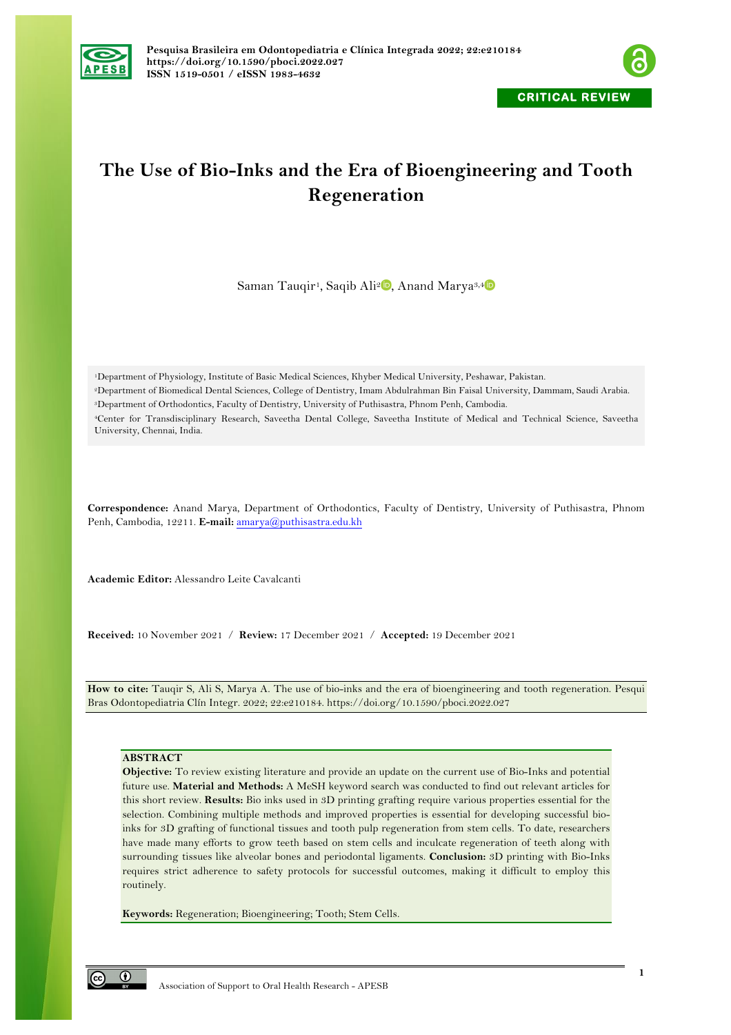CRITICAL REVIEW

# The Use of Bio-Inks and the Era of Bioengineering and Tooth Regeneration

Saman Tauqir[1], Saqib Ali[2], Anand Marya[3,4]

[1]Department of Physiology, Institute of Basic Medical Sciences, Khyber Medical University, Peshawar, Pakistan.
[2]Department of Biomedical Dental Sciences, College of Dentistry, Imam Abdulrahman Bin Faisal University, Dammam, Saudi Arabia.
[3]Department of Orthodontics, Faculty of Dentistry, University of Puthisastra, Phnom Penh, Cambodia.
[4]Center for Transdisciplinary Research, Saveetha Dental College, Saveetha Institute of Medical and Technical Science, Saveetha University, Chennai, India.

**Correspondence:** Anand Marya, Department of Orthodontics, Faculty of Dentistry, University of Puthisastra, Phnom Penh, Cambodia, 12211. **E-mail:** amarya@puthisastra.edu.kh

**Academic Editor:** Alessandro Leite Cavalcanti

**Received:** 10 November 2021 / **Review:** 17 December 2021 / **Accepted:** 19 December 2021

**How to cite:** Tauqir S, Ali S, Marya A. The use of bio-inks and the era of bioengineering and tooth regeneration. Pesqui Bras Odontopediatria Clín Integr. 2022; 22:e210184. https://doi.org/10.1590/pboci.2022.027

## ABSTRACT

**Objective:** To review existing literature and provide an update on the current use of Bio-Inks and potential future use. **Material and Methods:** A MeSH keyword search was conducted to find out relevant articles for this short review. **Results:** Bio inks used in 3D printing grafting require various properties essential for the selection. Combining multiple methods and improved properties is essential for developing successful bio-inks for 3D grafting of functional tissues and tooth pulp regeneration from stem cells. To date, researchers have made many efforts to grow teeth based on stem cells and inculcate regeneration of teeth along with surrounding tissues like alveolar bones and periodontal ligaments. **Conclusion:** 3D printing with Bio-Inks requires strict adherence to safety protocols for successful outcomes, making it difficult to employ this routinely.

**Keywords:** Regeneration; Bioengineering; Tooth; Stem Cells.

Association of Support to Oral Health Research - APESB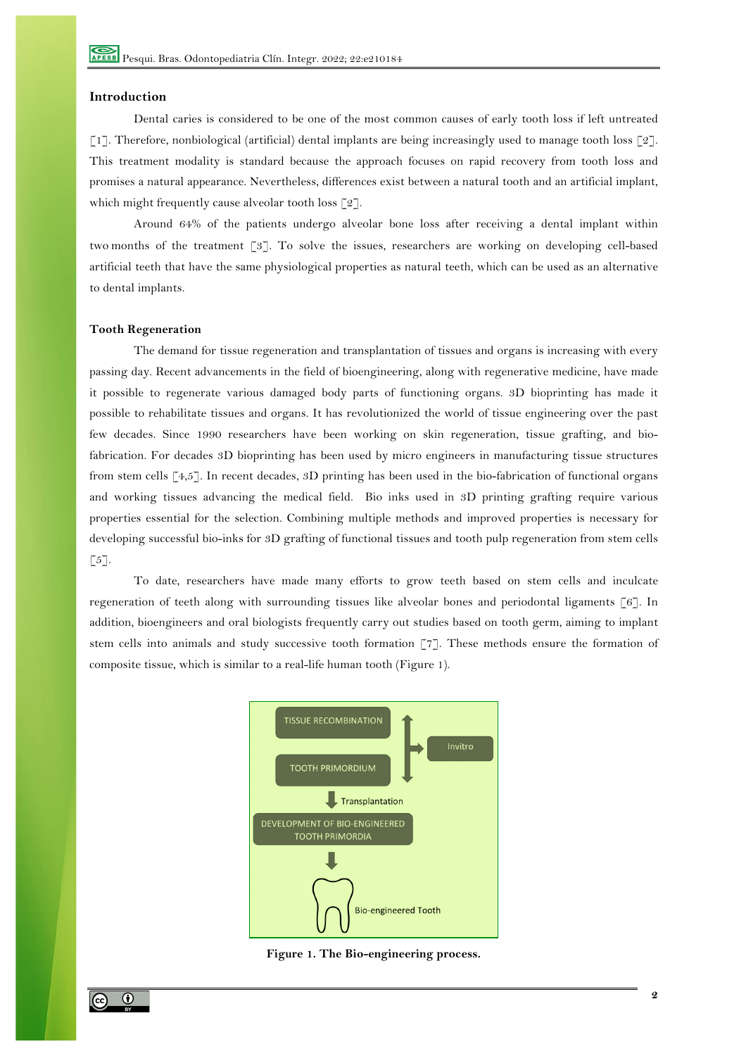## Introduction

Dental caries is considered to be one of the most common causes of early tooth loss if left untreated [1]. Therefore, nonbiological (artificial) dental implants are being increasingly used to manage tooth loss [2]. This treatment modality is standard because the approach focuses on rapid recovery from tooth loss and promises a natural appearance. Nevertheless, differences exist between a natural tooth and an artificial implant, which might frequently cause alveolar tooth loss [2].

Around 64% of the patients undergo alveolar bone loss after receiving a dental implant within two months of the treatment [3]. To solve the issues, researchers are working on developing cell-based artificial teeth that have the same physiological properties as natural teeth, which can be used as an alternative to dental implants.

## Tooth Regeneration

The demand for tissue regeneration and transplantation of tissues and organs is increasing with every passing day. Recent advancements in the field of bioengineering, along with regenerative medicine, have made it possible to regenerate various damaged body parts of functioning organs. 3D bioprinting has made it possible to rehabilitate tissues and organs. It has revolutionized the world of tissue engineering over the past few decades. Since 1990 researchers have been working on skin regeneration, tissue grafting, and bio-fabrication. For decades 3D bioprinting has been used by micro engineers in manufacturing tissue structures from stem cells [4,5]. In recent decades, 3D printing has been used in the bio-fabrication of functional organs and working tissues advancing the medical field. Bio inks used in 3D printing grafting require various properties essential for the selection. Combining multiple methods and improved properties is necessary for developing successful bio-inks for 3D grafting of functional tissues and tooth pulp regeneration from stem cells [5].

To date, researchers have made many efforts to grow teeth based on stem cells and inculcate regeneration of teeth along with surrounding tissues like alveolar bones and periodontal ligaments [6]. In addition, bioengineers and oral biologists frequently carry out studies based on tooth germ, aiming to implant stem cells into animals and study successive tooth formation [7]. These methods ensure the formation of composite tissue, which is similar to a real-life human tooth (Figure 1).

TISSUE RECOMBINATION

TOOTH PRIMORDIUM

Invitro

Transplantation

DEVELOPMENT OF BIO-ENGINEERED TOOTH PRIMORDIA

Bio-engineered Tooth

**Figure 1. The Bio-engineering process.**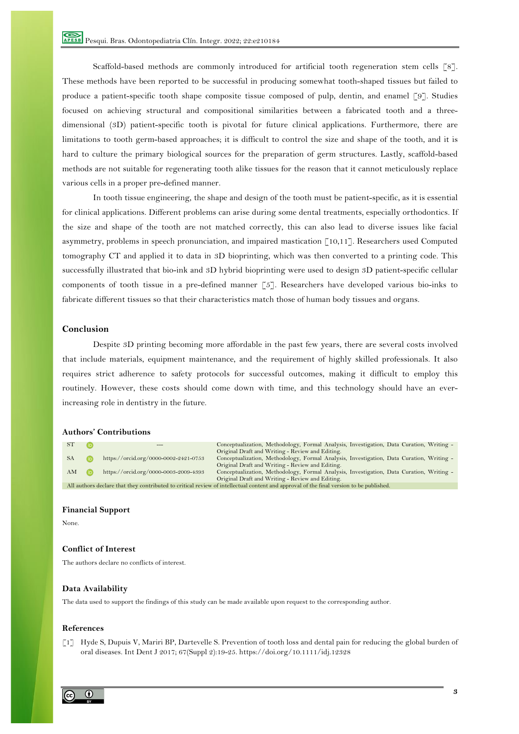Scaffold-based methods are commonly introduced for artificial tooth regeneration stem cells [8]. These methods have been reported to be successful in producing somewhat tooth-shaped tissues but failed to produce a patient-specific tooth shape composite tissue composed of pulp, dentin, and enamel [9]. Studies focused on achieving structural and compositional similarities between a fabricated tooth and a three-dimensional (3D) patient-specific tooth is pivotal for future clinical applications. Furthermore, there are limitations to tooth germ-based approaches; it is difficult to control the size and shape of the tooth, and it is hard to culture the primary biological sources for the preparation of germ structures. Lastly, scaffold-based methods are not suitable for regenerating tooth alike tissues for the reason that it cannot meticulously replace various cells in a proper pre-defined manner.

In tooth tissue engineering, the shape and design of the tooth must be patient-specific, as it is essential for clinical applications. Different problems can arise during some dental treatments, especially orthodontics. If the size and shape of the tooth are not matched correctly, this can also lead to diverse issues like facial asymmetry, problems in speech pronunciation, and impaired mastication [10,11]. Researchers used Computed tomography CT and applied it to data in 3D bioprinting, which was then converted to a printing code. This successfully illustrated that bio-ink and 3D hybrid bioprinting were used to design 3D patient-specific cellular components of tooth tissue in a pre-defined manner [5]. Researchers have developed various bio-inks to fabricate different tissues so that their characteristics match those of human body tissues and organs.

## Conclusion

Despite 3D printing becoming more affordable in the past few years, there are several costs involved that include materials, equipment maintenance, and the requirement of highly skilled professionals. It also requires strict adherence to safety protocols for successful outcomes, making it difficult to employ this routinely. However, these costs should come down with time, and this technology should have an ever-increasing role in dentistry in the future.

## Authors' Contributions

| | | |
|---|---|---|
| ST | --- | Conceptualization, Methodology, Formal Analysis, Investigation, Data Curation, Writing - Original Draft and Writing - Review and Editing. |
| SA | https://orcid.org/0000-0002-2421-0753 | Conceptualization, Methodology, Formal Analysis, Investigation, Data Curation, Writing - Original Draft and Writing - Review and Editing. |
| AM | https://orcid.org/0000-0003-2009-4393 | Conceptualization, Methodology, Formal Analysis, Investigation, Data Curation, Writing - Original Draft and Writing - Review and Editing. |
| All authors declare that they contributed to critical review of intellectual content and approval of the final version to be published. | | |

## Financial Support

None.

## Conflict of Interest

The authors declare no conflicts of interest.

## Data Availability

The data used to support the findings of this study can be made available upon request to the corresponding author.

## References

[1] Hyde S, Dupuis V, Mariri BP, Dartevelle S. Prevention of tooth loss and dental pain for reducing the global burden of oral diseases. Int Dent J 2017; 67(Suppl 2):19-25. https://doi.org/10.1111/idj.12328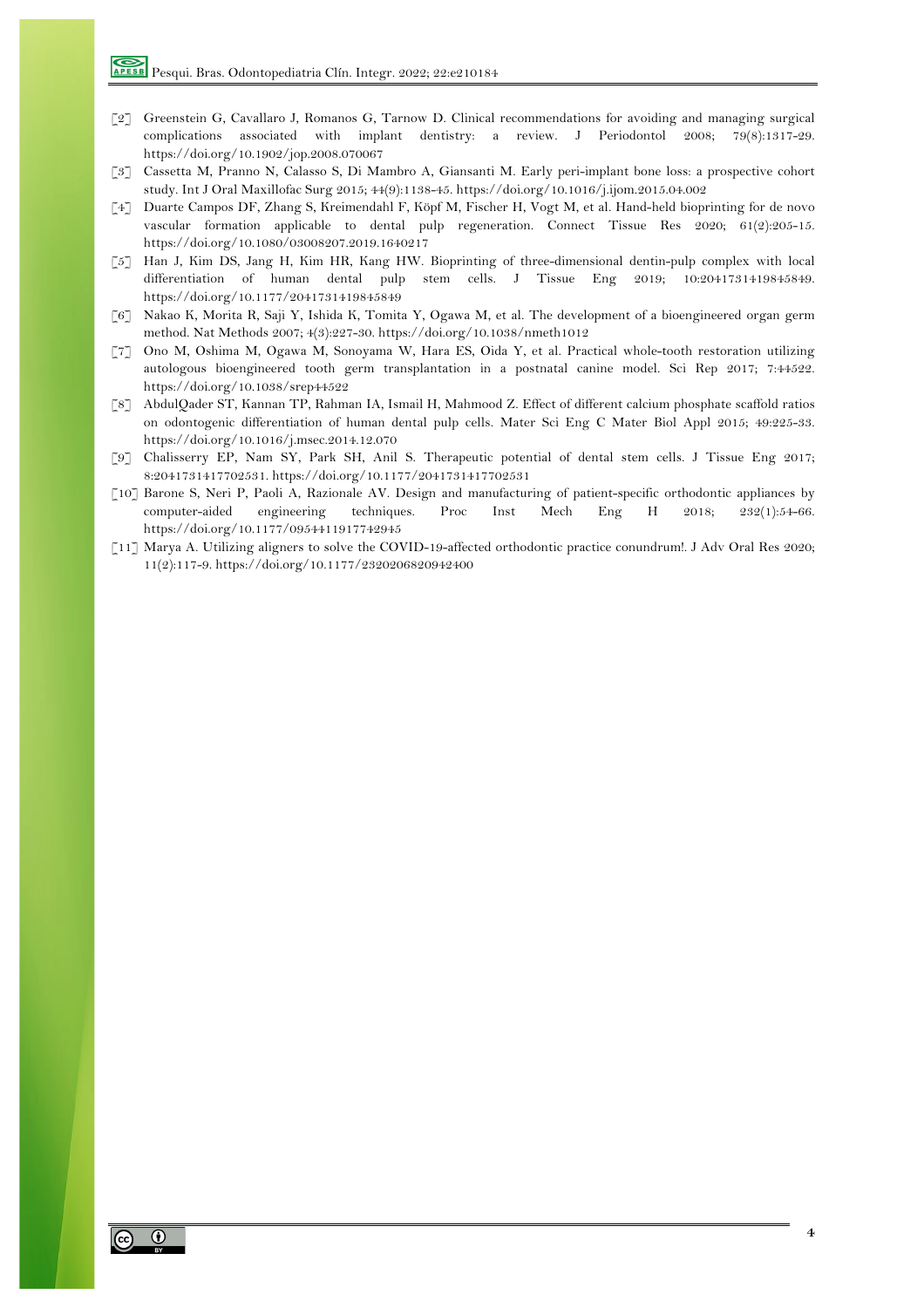[2] Greenstein G, Cavallaro J, Romanos G, Tarnow D. Clinical recommendations for avoiding and managing surgical complications associated with implant dentistry: a review. J Periodontol 2008; 79(8):1317-29. https://doi.org/10.1902/jop.2008.070067

[3] Cassetta M, Pranno N, Calasso S, Di Mambro A, Giansanti M. Early peri-implant bone loss: a prospective cohort study. Int J Oral Maxillofac Surg 2015; 44(9):1138-45. https://doi.org/10.1016/j.ijom.2015.04.002

[4] Duarte Campos DF, Zhang S, Kreimendahl F, Köpf M, Fischer H, Vogt M, et al. Hand-held bioprinting for de novo vascular formation applicable to dental pulp regeneration. Connect Tissue Res 2020; 61(2):205-15. https://doi.org/10.1080/03008207.2019.1640217

[5] Han J, Kim DS, Jang H, Kim HR, Kang HW. Bioprinting of three-dimensional dentin-pulp complex with local differentiation of human dental pulp stem cells. J Tissue Eng 2019; 10:2041731419845849. https://doi.org/10.1177/2041731419845849

[6] Nakao K, Morita R, Saji Y, Ishida K, Tomita Y, Ogawa M, et al. The development of a bioengineered organ germ method. Nat Methods 2007; 4(3):227-30. https://doi.org/10.1038/nmeth1012

[7] Ono M, Oshima M, Ogawa M, Sonoyama W, Hara ES, Oida Y, et al. Practical whole-tooth restoration utilizing autologous bioengineered tooth germ transplantation in a postnatal canine model. Sci Rep 2017; 7:44522. https://doi.org/10.1038/srep44522

[8] AbdulQader ST, Kannan TP, Rahman IA, Ismail H, Mahmood Z. Effect of different calcium phosphate scaffold ratios on odontogenic differentiation of human dental pulp cells. Mater Sci Eng C Mater Biol Appl 2015; 49:225-33. https://doi.org/10.1016/j.msec.2014.12.070

[9] Chalisserry EP, Nam SY, Park SH, Anil S. Therapeutic potential of dental stem cells. J Tissue Eng 2017; 8:2041731417702531. https://doi.org/10.1177/2041731417702531

[10] Barone S, Neri P, Paoli A, Razionale AV. Design and manufacturing of patient-specific orthodontic appliances by computer-aided engineering techniques. Proc Inst Mech Eng H 2018; 232(1):54-66. https://doi.org/10.1177/0954411917742945

[11] Marya A. Utilizing aligners to solve the COVID-19-affected orthodontic practice conundrum!. J Adv Oral Res 2020; 11(2):117-9. https://doi.org/10.1177/2320206820942400